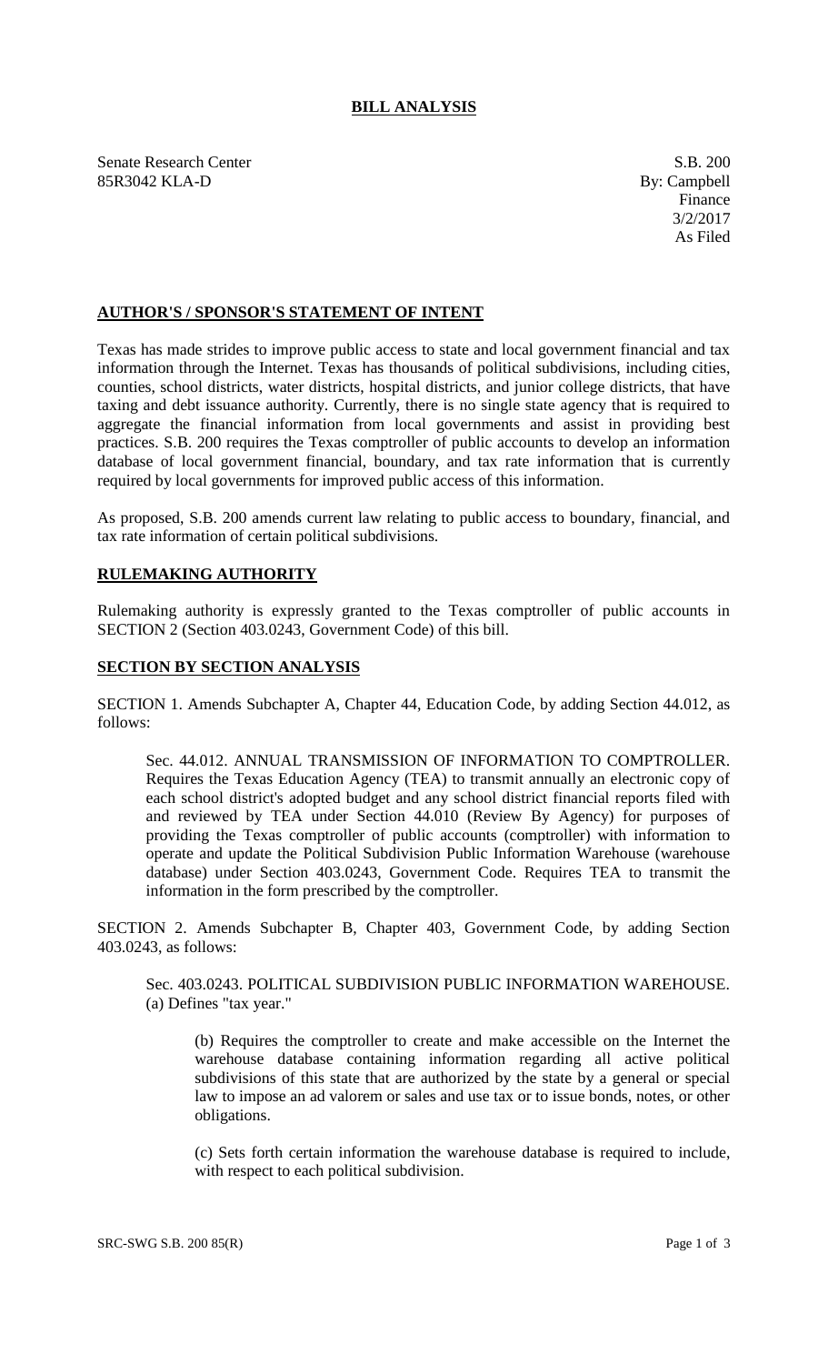# BILL ANALYSIS

Senate Research Center
85R3042 KLA-D

S.B. 200
By: Campbell
Finance
3/2/2017
As Filed

## AUTHOR'S / SPONSOR'S STATEMENT OF INTENT

Texas has made strides to improve public access to state and local government financial and tax information through the Internet. Texas has thousands of political subdivisions, including cities, counties, school districts, water districts, hospital districts, and junior college districts, that have taxing and debt issuance authority. Currently, there is no single state agency that is required to aggregate the financial information from local governments and assist in providing best practices. S.B. 200 requires the Texas comptroller of public accounts to develop an information database of local government financial, boundary, and tax rate information that is currently required by local governments for improved public access of this information.

As proposed, S.B. 200 amends current law relating to public access to boundary, financial, and tax rate information of certain political subdivisions.

## RULEMAKING AUTHORITY

Rulemaking authority is expressly granted to the Texas comptroller of public accounts in SECTION 2 (Section 403.0243, Government Code) of this bill.

## SECTION BY SECTION ANALYSIS

SECTION 1. Amends Subchapter A, Chapter 44, Education Code, by adding Section 44.012, as follows:

Sec. 44.012. ANNUAL TRANSMISSION OF INFORMATION TO COMPTROLLER. Requires the Texas Education Agency (TEA) to transmit annually an electronic copy of each school district's adopted budget and any school district financial reports filed with and reviewed by TEA under Section 44.010 (Review By Agency) for purposes of providing the Texas comptroller of public accounts (comptroller) with information to operate and update the Political Subdivision Public Information Warehouse (warehouse database) under Section 403.0243, Government Code. Requires TEA to transmit the information in the form prescribed by the comptroller.

SECTION 2. Amends Subchapter B, Chapter 403, Government Code, by adding Section 403.0243, as follows:

Sec. 403.0243. POLITICAL SUBDIVISION PUBLIC INFORMATION WAREHOUSE. (a) Defines "tax year."

(b) Requires the comptroller to create and make accessible on the Internet the warehouse database containing information regarding all active political subdivisions of this state that are authorized by the state by a general or special law to impose an ad valorem or sales and use tax or to issue bonds, notes, or other obligations.

(c) Sets forth certain information the warehouse database is required to include, with respect to each political subdivision.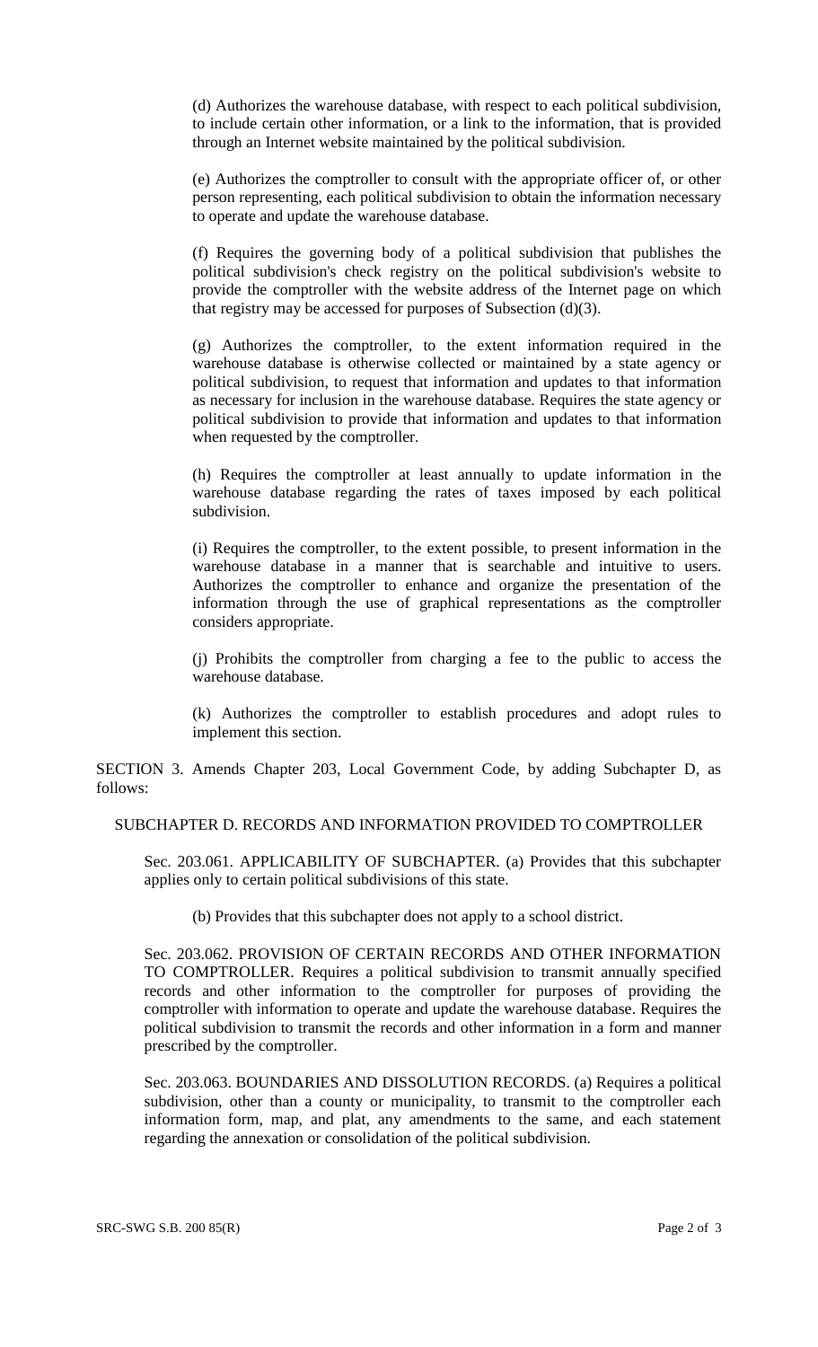(d) Authorizes the warehouse database, with respect to each political subdivision, to include certain other information, or a link to the information, that is provided through an Internet website maintained by the political subdivision.

(e) Authorizes the comptroller to consult with the appropriate officer of, or other person representing, each political subdivision to obtain the information necessary to operate and update the warehouse database.

(f) Requires the governing body of a political subdivision that publishes the political subdivision's check registry on the political subdivision's website to provide the comptroller with the website address of the Internet page on which that registry may be accessed for purposes of Subsection (d)(3).

(g) Authorizes the comptroller, to the extent information required in the warehouse database is otherwise collected or maintained by a state agency or political subdivision, to request that information and updates to that information as necessary for inclusion in the warehouse database. Requires the state agency or political subdivision to provide that information and updates to that information when requested by the comptroller.

(h) Requires the comptroller at least annually to update information in the warehouse database regarding the rates of taxes imposed by each political subdivision.

(i) Requires the comptroller, to the extent possible, to present information in the warehouse database in a manner that is searchable and intuitive to users. Authorizes the comptroller to enhance and organize the presentation of the information through the use of graphical representations as the comptroller considers appropriate.

(j) Prohibits the comptroller from charging a fee to the public to access the warehouse database.

(k) Authorizes the comptroller to establish procedures and adopt rules to implement this section.

SECTION 3. Amends Chapter 203, Local Government Code, by adding Subchapter D, as follows:

SUBCHAPTER D. RECORDS AND INFORMATION PROVIDED TO COMPTROLLER

Sec. 203.061. APPLICABILITY OF SUBCHAPTER. (a) Provides that this subchapter applies only to certain political subdivisions of this state.

(b) Provides that this subchapter does not apply to a school district.

Sec. 203.062. PROVISION OF CERTAIN RECORDS AND OTHER INFORMATION TO COMPTROLLER. Requires a political subdivision to transmit annually specified records and other information to the comptroller for purposes of providing the comptroller with information to operate and update the warehouse database. Requires the political subdivision to transmit the records and other information in a form and manner prescribed by the comptroller.

Sec. 203.063. BOUNDARIES AND DISSOLUTION RECORDS. (a) Requires a political subdivision, other than a county or municipality, to transmit to the comptroller each information form, map, and plat, any amendments to the same, and each statement regarding the annexation or consolidation of the political subdivision.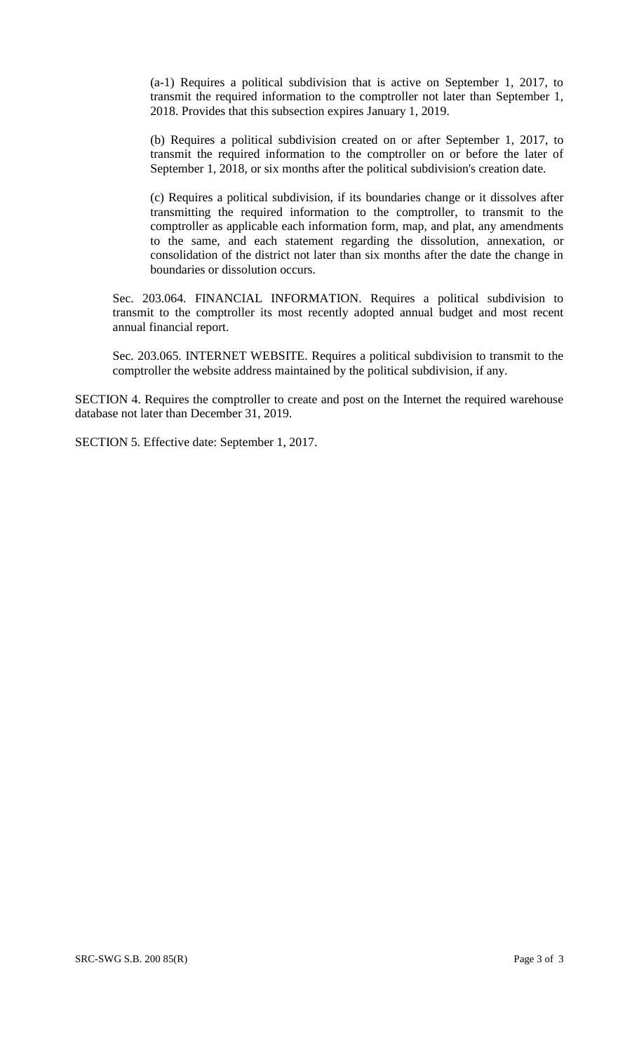(a-1) Requires a political subdivision that is active on September 1, 2017, to transmit the required information to the comptroller not later than September 1, 2018. Provides that this subsection expires January 1, 2019.

(b) Requires a political subdivision created on or after September 1, 2017, to transmit the required information to the comptroller on or before the later of September 1, 2018, or six months after the political subdivision's creation date.

(c) Requires a political subdivision, if its boundaries change or it dissolves after transmitting the required information to the comptroller, to transmit to the comptroller as applicable each information form, map, and plat, any amendments to the same, and each statement regarding the dissolution, annexation, or consolidation of the district not later than six months after the date the change in boundaries or dissolution occurs.

Sec. 203.064. FINANCIAL INFORMATION. Requires a political subdivision to transmit to the comptroller its most recently adopted annual budget and most recent annual financial report.

Sec. 203.065. INTERNET WEBSITE. Requires a political subdivision to transmit to the comptroller the website address maintained by the political subdivision, if any.

SECTION 4. Requires the comptroller to create and post on the Internet the required warehouse database not later than December 31, 2019.

SECTION 5. Effective date: September 1, 2017.